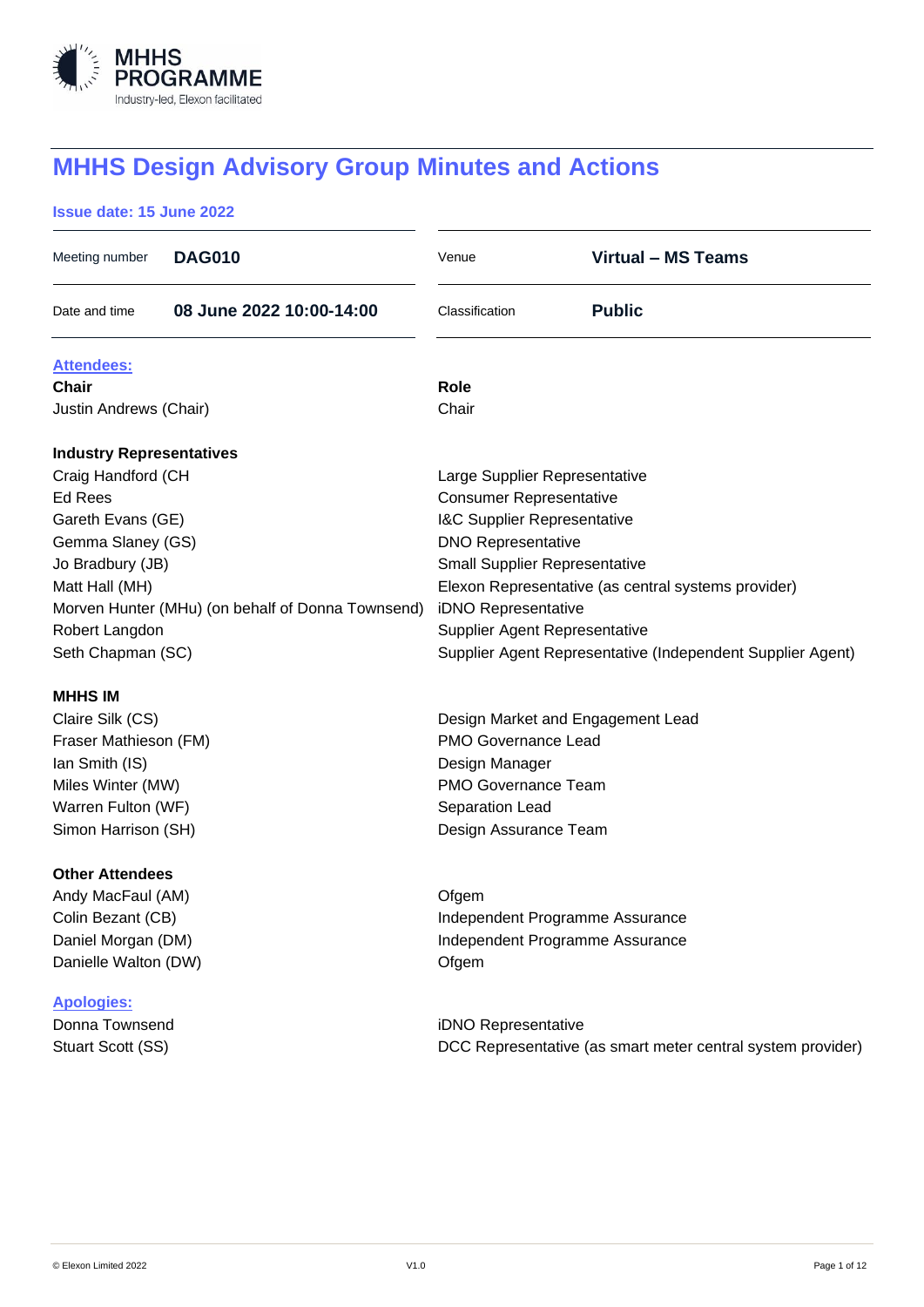MHHS PROGRAMME
Industry-led, Elexon facilitated

# MHHS Design Advisory Group Minutes and Actions

**Issue date: 15 June 2022**

| | | | |
|---|---|---|---|
| Meeting number | **DAG010** | Venue | **Virtual – MS Teams** |
| Date and time | **08 June 2022 10:00-14:00** | Classification | **Public** |

**Attendees:**

| **Chair** | **Role** |
|---|---|
| Justin Andrews (Chair) | Chair |
| **Industry Representatives** | |
| Craig Handford (CH | Large Supplier Representative |
| Ed Rees | Consumer Representative |
| Gareth Evans (GE) | I&C Supplier Representative |
| Gemma Slaney (GS) | DNO Representative |
| Jo Bradbury (JB) | Small Supplier Representative |
| Matt Hall (MH) | Elexon Representative (as central systems provider) |
| Morven Hunter (MHu) (on behalf of Donna Townsend) | iDNO Representative |
| Robert Langdon | Supplier Agent Representative |
| Seth Chapman (SC) | Supplier Agent Representative (Independent Supplier Agent) |
| **MHHS IM** | |
| Claire Silk (CS) | Design Market and Engagement Lead |
| Fraser Mathieson (FM) | PMO Governance Lead |
| Ian Smith (IS) | Design Manager |
| Miles Winter (MW) | PMO Governance Team |
| Warren Fulton (WF) | Separation Lead |
| Simon Harrison (SH) | Design Assurance Team |
| **Other Attendees** | |
| Andy MacFaul (AM) | Ofgem |
| Colin Bezant (CB) | Independent Programme Assurance |
| Daniel Morgan (DM) | Independent Programme Assurance |
| Danielle Walton (DW) | Ofgem |

**Apologies:**

| | |
|---|---|
| Donna Townsend | iDNO Representative |
| Stuart Scott (SS) | DCC Representative (as smart meter central system provider) |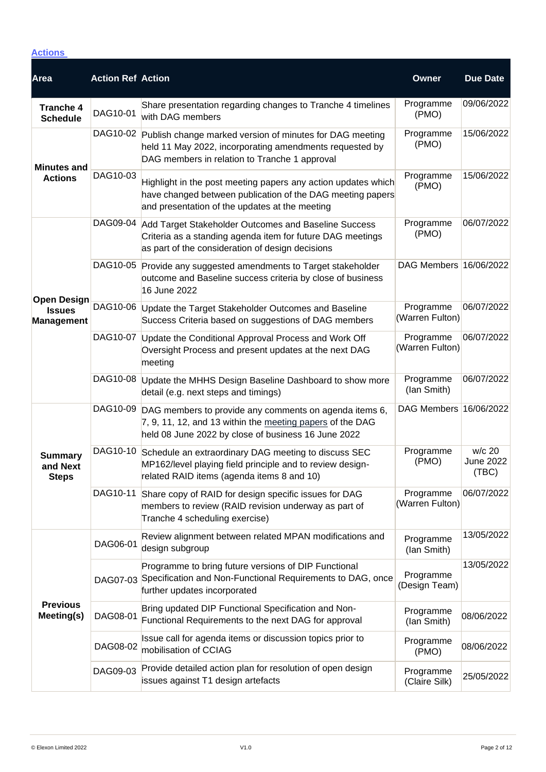**Actions**

| Area | Action Ref | Action | Owner | Due Date |
|---|---|---|---|---|
| **Tranche 4 Schedule** | DAG10-01 | Share presentation regarding changes to Tranche 4 timelines with DAG members | Programme (PMO) | 09/06/2022 |
| **Minutes and Actions** | DAG10-02 | Publish change marked version of minutes for DAG meeting held 11 May 2022, incorporating amendments requested by DAG members in relation to Tranche 1 approval | Programme (PMO) | 15/06/2022 |
| | DAG10-03 | Highlight in the post meeting papers any action updates which have changed between publication of the DAG meeting papers and presentation of the updates at the meeting | Programme (PMO) | 15/06/2022 |
| **Open Design Issues Management** | DAG09-04 | Add Target Stakeholder Outcomes and Baseline Success Criteria as a standing agenda item for future DAG meetings as part of the consideration of design decisions | Programme (PMO) | 06/07/2022 |
| | DAG10-05 | Provide any suggested amendments to Target stakeholder outcome and Baseline success criteria by close of business 16 June 2022 | DAG Members | 16/06/2022 |
| | DAG10-06 | Update the Target Stakeholder Outcomes and Baseline Success Criteria based on suggestions of DAG members | Programme (Warren Fulton) | 06/07/2022 |
| | DAG10-07 | Update the Conditional Approval Process and Work Off Oversight Process and present updates at the next DAG meeting | Programme (Warren Fulton) | 06/07/2022 |
| | DAG10-08 | Update the MHHS Design Baseline Dashboard to show more detail (e.g. next steps and timings) | Programme (Ian Smith) | 06/07/2022 |
| **Summary and Next Steps** | DAG10-09 | DAG members to provide any comments on agenda items 6, 7, 9, 11, 12, and 13 within the meeting papers of the DAG held 08 June 2022 by close of business 16 June 2022 | DAG Members | 16/06/2022 |
| | DAG10-10 | Schedule an extraordinary DAG meeting to discuss SEC MP162/level playing field principle and to review design-related RAID items (agenda items 8 and 10) | Programme (PMO) | w/c 20 June 2022 (TBC) |
| | DAG10-11 | Share copy of RAID for design specific issues for DAG members to review (RAID revision underway as part of Tranche 4 scheduling exercise) | Programme (Warren Fulton) | 06/07/2022 |
| **Previous Meeting(s)** | DAG06-01 | Review alignment between related MPAN modifications and design subgroup | Programme (Ian Smith) | 13/05/2022 |
| | DAG07-03 | Programme to bring future versions of DIP Functional Specification and Non-Functional Requirements to DAG, once further updates incorporated | Programme (Design Team) | 13/05/2022 |
| | DAG08-01 | Bring updated DIP Functional Specification and Non-Functional Requirements to the next DAG for approval | Programme (Ian Smith) | 08/06/2022 |
| | DAG08-02 | Issue call for agenda items or discussion topics prior to mobilisation of CCIAG | Programme (PMO) | 08/06/2022 |
| | DAG09-03 | Provide detailed action plan for resolution of open design issues against T1 design artefacts | Programme (Claire Silk) | 25/05/2022 |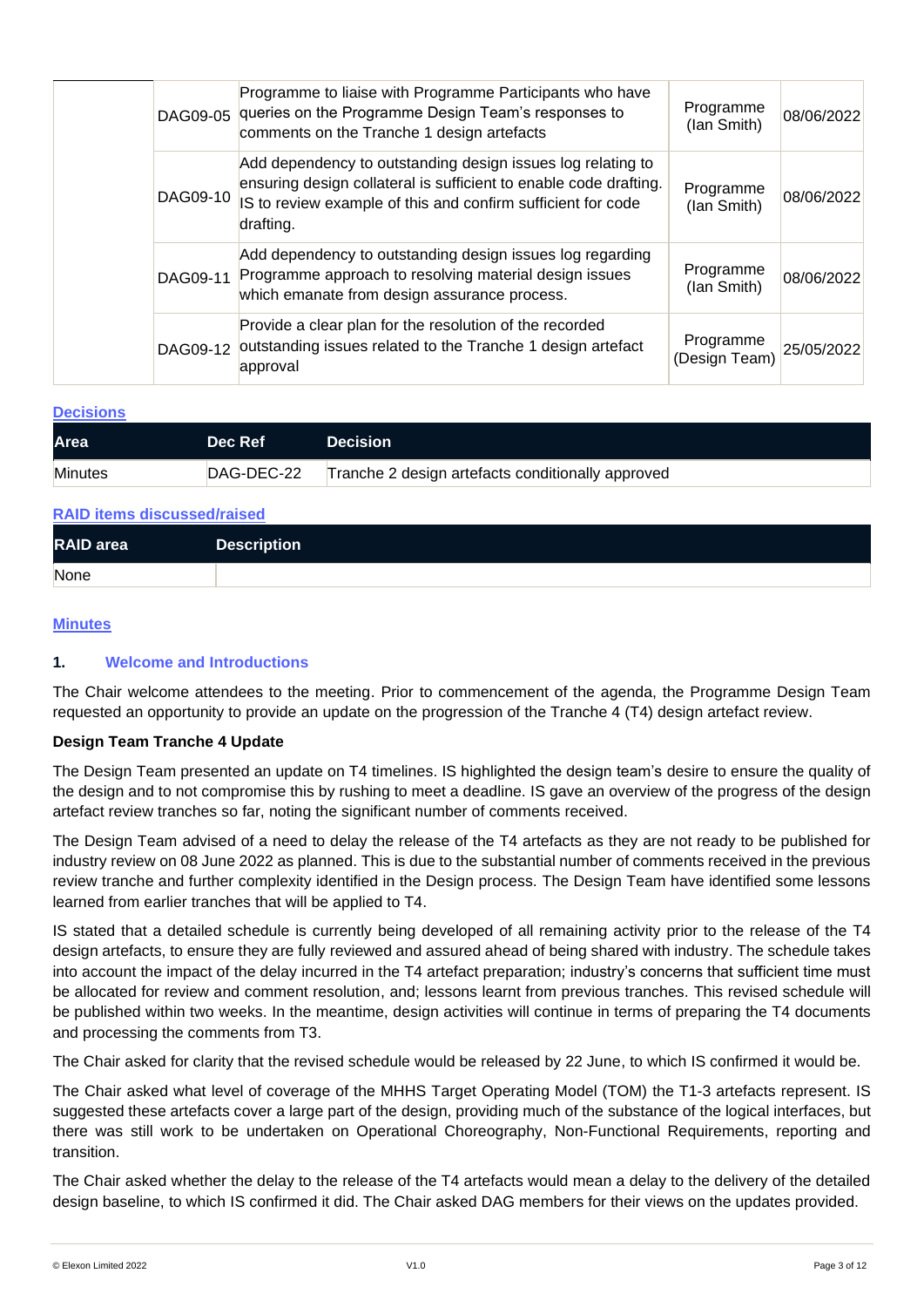|  | DAG09-05 | Programme to liaise with Programme Participants who have queries on the Programme Design Team's responses to comments on the Tranche 1 design artefacts | Programme (Ian Smith) | 08/06/2022 |
|---|---|---|---|---|
|  | DAG09-10 | Add dependency to outstanding design issues log relating to ensuring design collateral is sufficient to enable code drafting. IS to review example of this and confirm sufficient for code drafting. | Programme (Ian Smith) | 08/06/2022 |
|  | DAG09-11 | Add dependency to outstanding design issues log regarding Programme approach to resolving material design issues which emanate from design assurance process. | Programme (Ian Smith) | 08/06/2022 |
|  | DAG09-12 | Provide a clear plan for the resolution of the recorded outstanding issues related to the Tranche 1 design artefact approval | Programme (Design Team) | 25/05/2022 |

**Decisions**

| Area | Dec Ref | Decision |
|---|---|---|
| Minutes | DAG-DEC-22 | Tranche 2 design artefacts conditionally approved |

**RAID items discussed/raised**

| RAID area | Description |
|---|---|
| None | |

**Minutes**

## 1. Welcome and Introductions

The Chair welcome attendees to the meeting. Prior to commencement of the agenda, the Programme Design Team requested an opportunity to provide an update on the progression of the Tranche 4 (T4) design artefact review.

**Design Team Tranche 4 Update**

The Design Team presented an update on T4 timelines. IS highlighted the design team's desire to ensure the quality of the design and to not compromise this by rushing to meet a deadline. IS gave an overview of the progress of the design artefact review tranches so far, noting the significant number of comments received.

The Design Team advised of a need to delay the release of the T4 artefacts as they are not ready to be published for industry review on 08 June 2022 as planned. This is due to the substantial number of comments received in the previous review tranche and further complexity identified in the Design process. The Design Team have identified some lessons learned from earlier tranches that will be applied to T4.

IS stated that a detailed schedule is currently being developed of all remaining activity prior to the release of the T4 design artefacts, to ensure they are fully reviewed and assured ahead of being shared with industry. The schedule takes into account the impact of the delay incurred in the T4 artefact preparation; industry's concerns that sufficient time must be allocated for review and comment resolution, and; lessons learnt from previous tranches. This revised schedule will be published within two weeks. In the meantime, design activities will continue in terms of preparing the T4 documents and processing the comments from T3.

The Chair asked for clarity that the revised schedule would be released by 22 June, to which IS confirmed it would be.

The Chair asked what level of coverage of the MHHS Target Operating Model (TOM) the T1-3 artefacts represent. IS suggested these artefacts cover a large part of the design, providing much of the substance of the logical interfaces, but there was still work to be undertaken on Operational Choreography, Non-Functional Requirements, reporting and transition.

The Chair asked whether the delay to the release of the T4 artefacts would mean a delay to the delivery of the detailed design baseline, to which IS confirmed it did. The Chair asked DAG members for their views on the updates provided.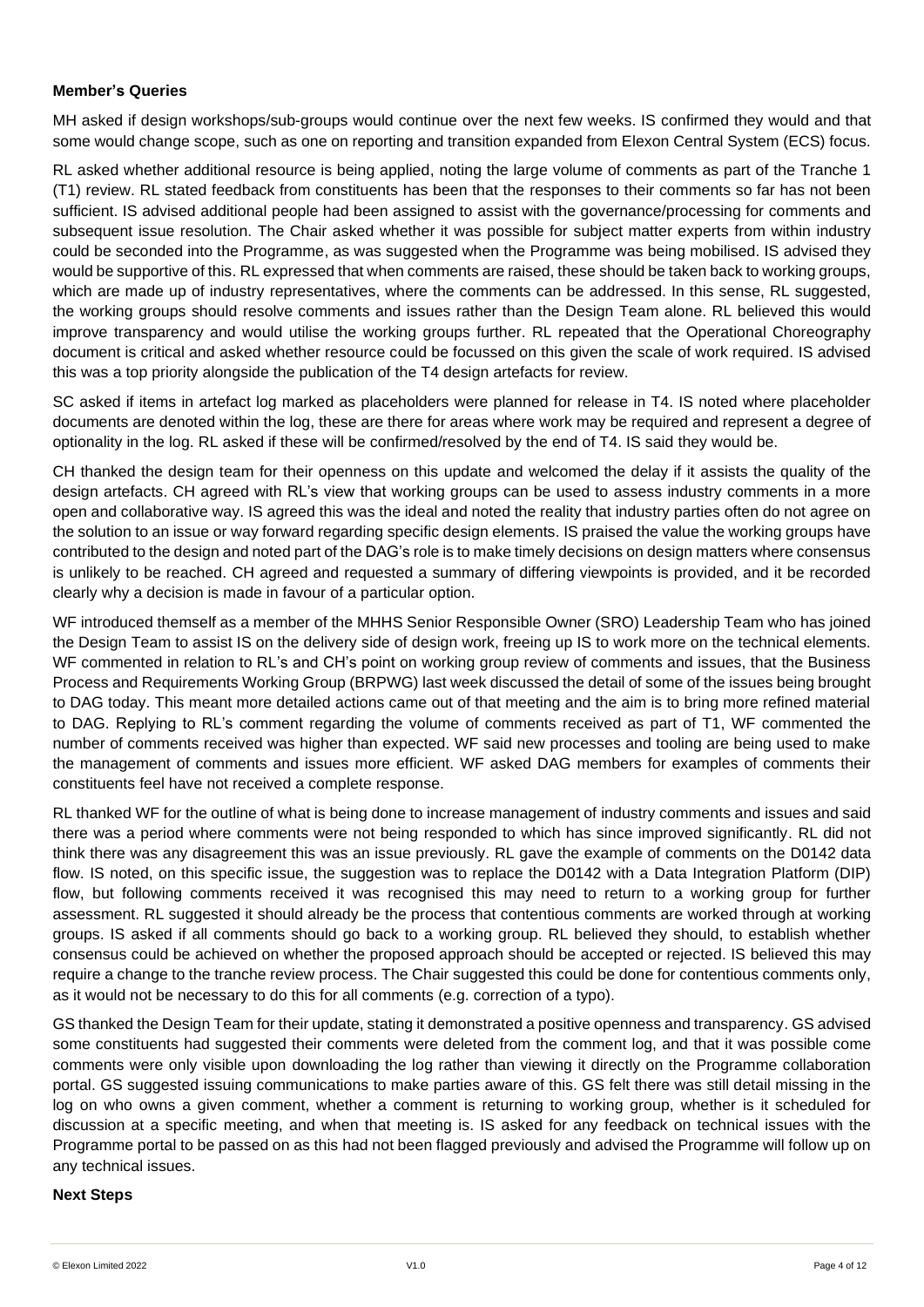**Member's Queries**

MH asked if design workshops/sub-groups would continue over the next few weeks. IS confirmed they would and that some would change scope, such as one on reporting and transition expanded from Elexon Central System (ECS) focus.

RL asked whether additional resource is being applied, noting the large volume of comments as part of the Tranche 1 (T1) review. RL stated feedback from constituents has been that the responses to their comments so far has not been sufficient. IS advised additional people had been assigned to assist with the governance/processing for comments and subsequent issue resolution. The Chair asked whether it was possible for subject matter experts from within industry could be seconded into the Programme, as was suggested when the Programme was being mobilised. IS advised they would be supportive of this. RL expressed that when comments are raised, these should be taken back to working groups, which are made up of industry representatives, where the comments can be addressed. In this sense, RL suggested, the working groups should resolve comments and issues rather than the Design Team alone. RL believed this would improve transparency and would utilise the working groups further. RL repeated that the Operational Choreography document is critical and asked whether resource could be focussed on this given the scale of work required. IS advised this was a top priority alongside the publication of the T4 design artefacts for review.

SC asked if items in artefact log marked as placeholders were planned for release in T4. IS noted where placeholder documents are denoted within the log, these are there for areas where work may be required and represent a degree of optionality in the log. RL asked if these will be confirmed/resolved by the end of T4. IS said they would be.

CH thanked the design team for their openness on this update and welcomed the delay if it assists the quality of the design artefacts. CH agreed with RL's view that working groups can be used to assess industry comments in a more open and collaborative way. IS agreed this was the ideal and noted the reality that industry parties often do not agree on the solution to an issue or way forward regarding specific design elements. IS praised the value the working groups have contributed to the design and noted part of the DAG's role is to make timely decisions on design matters where consensus is unlikely to be reached. CH agreed and requested a summary of differing viewpoints is provided, and it be recorded clearly why a decision is made in favour of a particular option.

WF introduced themself as a member of the MHHS Senior Responsible Owner (SRO) Leadership Team who has joined the Design Team to assist IS on the delivery side of design work, freeing up IS to work more on the technical elements. WF commented in relation to RL's and CH's point on working group review of comments and issues, that the Business Process and Requirements Working Group (BRPWG) last week discussed the detail of some of the issues being brought to DAG today. This meant more detailed actions came out of that meeting and the aim is to bring more refined material to DAG. Replying to RL's comment regarding the volume of comments received as part of T1, WF commented the number of comments received was higher than expected. WF said new processes and tooling are being used to make the management of comments and issues more efficient. WF asked DAG members for examples of comments their constituents feel have not received a complete response.

RL thanked WF for the outline of what is being done to increase management of industry comments and issues and said there was a period where comments were not being responded to which has since improved significantly. RL did not think there was any disagreement this was an issue previously. RL gave the example of comments on the D0142 data flow. IS noted, on this specific issue, the suggestion was to replace the D0142 with a Data Integration Platform (DIP) flow, but following comments received it was recognised this may need to return to a working group for further assessment. RL suggested it should already be the process that contentious comments are worked through at working groups. IS asked if all comments should go back to a working group. RL believed they should, to establish whether consensus could be achieved on whether the proposed approach should be accepted or rejected. IS believed this may require a change to the tranche review process. The Chair suggested this could be done for contentious comments only, as it would not be necessary to do this for all comments (e.g. correction of a typo).

GS thanked the Design Team for their update, stating it demonstrated a positive openness and transparency. GS advised some constituents had suggested their comments were deleted from the comment log, and that it was possible come comments were only visible upon downloading the log rather than viewing it directly on the Programme collaboration portal. GS suggested issuing communications to make parties aware of this. GS felt there was still detail missing in the log on who owns a given comment, whether a comment is returning to working group, whether is it scheduled for discussion at a specific meeting, and when that meeting is. IS asked for any feedback on technical issues with the Programme portal to be passed on as this had not been flagged previously and advised the Programme will follow up on any technical issues.

**Next Steps**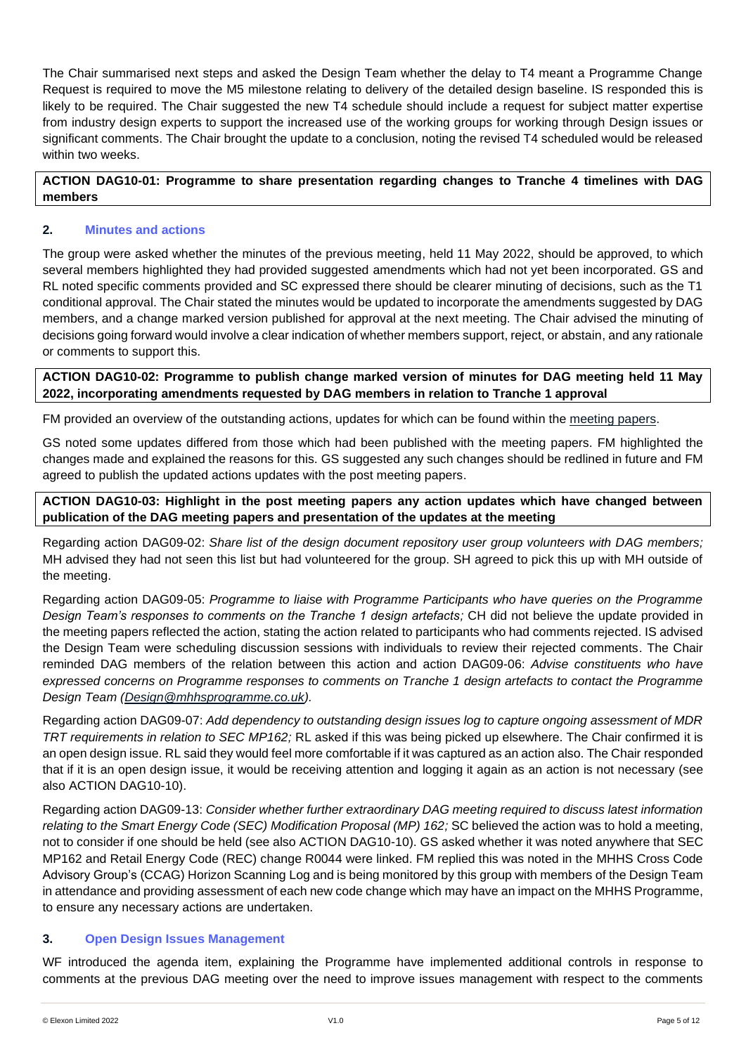The Chair summarised next steps and asked the Design Team whether the delay to T4 meant a Programme Change Request is required to move the M5 milestone relating to delivery of the detailed design baseline. IS responded this is likely to be required. The Chair suggested the new T4 schedule should include a request for subject matter expertise from industry design experts to support the increased use of the working groups for working through Design issues or significant comments. The Chair brought the update to a conclusion, noting the revised T4 scheduled would be released within two weeks.

**ACTION DAG10-01: Programme to share presentation regarding changes to Tranche 4 timelines with DAG members**

## 2. Minutes and actions

The group were asked whether the minutes of the previous meeting, held 11 May 2022, should be approved, to which several members highlighted they had provided suggested amendments which had not yet been incorporated. GS and RL noted specific comments provided and SC expressed there should be clearer minuting of decisions, such as the T1 conditional approval. The Chair stated the minutes would be updated to incorporate the amendments suggested by DAG members, and a change marked version published for approval at the next meeting. The Chair advised the minuting of decisions going forward would involve a clear indication of whether members support, reject, or abstain, and any rationale or comments to support this.

**ACTION DAG10-02: Programme to publish change marked version of minutes for DAG meeting held 11 May 2022, incorporating amendments requested by DAG members in relation to Tranche 1 approval**

FM provided an overview of the outstanding actions, updates for which can be found within the meeting papers.

GS noted some updates differed from those which had been published with the meeting papers. FM highlighted the changes made and explained the reasons for this. GS suggested any such changes should be redlined in future and FM agreed to publish the updated actions updates with the post meeting papers.

**ACTION DAG10-03: Highlight in the post meeting papers any action updates which have changed between publication of the DAG meeting papers and presentation of the updates at the meeting**

Regarding action DAG09-02: *Share list of the design document repository user group volunteers with DAG members;* MH advised they had not seen this list but had volunteered for the group. SH agreed to pick this up with MH outside of the meeting.

Regarding action DAG09-05: *Programme to liaise with Programme Participants who have queries on the Programme Design Team's responses to comments on the Tranche 1 design artefacts;* CH did not believe the update provided in the meeting papers reflected the action, stating the action related to participants who had comments rejected. IS advised the Design Team were scheduling discussion sessions with individuals to review their rejected comments. The Chair reminded DAG members of the relation between this action and action DAG09-06: *Advise constituents who have expressed concerns on Programme responses to comments on Tranche 1 design artefacts to contact the Programme Design Team (Design@mhhsprogramme.co.uk).*

Regarding action DAG09-07: *Add dependency to outstanding design issues log to capture ongoing assessment of MDR TRT requirements in relation to SEC MP162;* RL asked if this was being picked up elsewhere. The Chair confirmed it is an open design issue. RL said they would feel more comfortable if it was captured as an action also. The Chair responded that if it is an open design issue, it would be receiving attention and logging it again as an action is not necessary (see also ACTION DAG10-10).

Regarding action DAG09-13: *Consider whether further extraordinary DAG meeting required to discuss latest information relating to the Smart Energy Code (SEC) Modification Proposal (MP) 162;* SC believed the action was to hold a meeting, not to consider if one should be held (see also ACTION DAG10-10). GS asked whether it was noted anywhere that SEC MP162 and Retail Energy Code (REC) change R0044 were linked. FM replied this was noted in the MHHS Cross Code Advisory Group's (CCAG) Horizon Scanning Log and is being monitored by this group with members of the Design Team in attendance and providing assessment of each new code change which may have an impact on the MHHS Programme, to ensure any necessary actions are undertaken.

## 3. Open Design Issues Management

WF introduced the agenda item, explaining the Programme have implemented additional controls in response to comments at the previous DAG meeting over the need to improve issues management with respect to the comments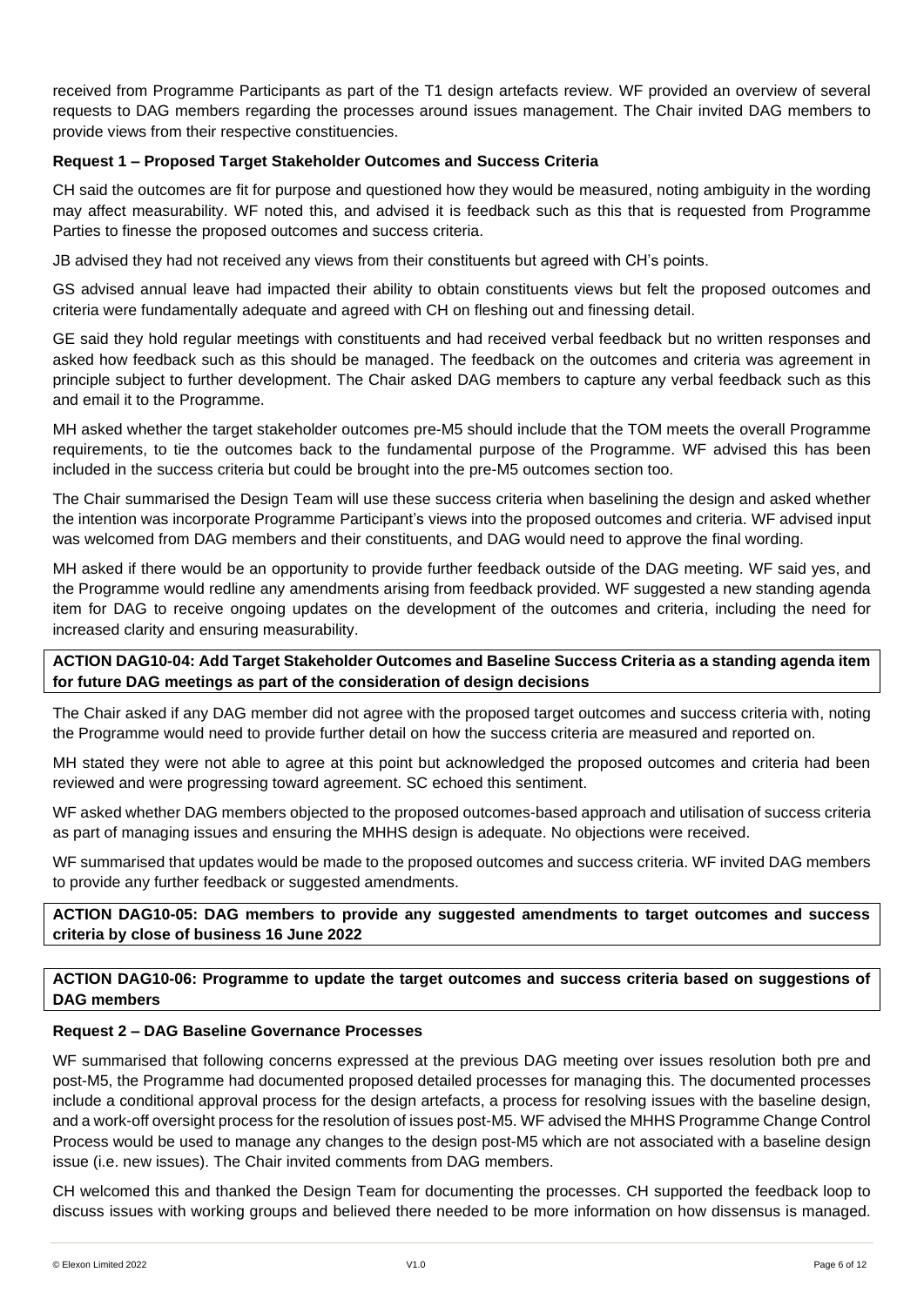received from Programme Participants as part of the T1 design artefacts review. WF provided an overview of several requests to DAG members regarding the processes around issues management. The Chair invited DAG members to provide views from their respective constituencies.

**Request 1 – Proposed Target Stakeholder Outcomes and Success Criteria**

CH said the outcomes are fit for purpose and questioned how they would be measured, noting ambiguity in the wording may affect measurability. WF noted this, and advised it is feedback such as this that is requested from Programme Parties to finesse the proposed outcomes and success criteria.

JB advised they had not received any views from their constituents but agreed with CH's points.

GS advised annual leave had impacted their ability to obtain constituents views but felt the proposed outcomes and criteria were fundamentally adequate and agreed with CH on fleshing out and finessing detail.

GE said they hold regular meetings with constituents and had received verbal feedback but no written responses and asked how feedback such as this should be managed. The feedback on the outcomes and criteria was agreement in principle subject to further development. The Chair asked DAG members to capture any verbal feedback such as this and email it to the Programme.

MH asked whether the target stakeholder outcomes pre-M5 should include that the TOM meets the overall Programme requirements, to tie the outcomes back to the fundamental purpose of the Programme. WF advised this has been included in the success criteria but could be brought into the pre-M5 outcomes section too.

The Chair summarised the Design Team will use these success criteria when baselining the design and asked whether the intention was incorporate Programme Participant's views into the proposed outcomes and criteria. WF advised input was welcomed from DAG members and their constituents, and DAG would need to approve the final wording.

MH asked if there would be an opportunity to provide further feedback outside of the DAG meeting. WF said yes, and the Programme would redline any amendments arising from feedback provided. WF suggested a new standing agenda item for DAG to receive ongoing updates on the development of the outcomes and criteria, including the need for increased clarity and ensuring measurability.

**ACTION DAG10-04: Add Target Stakeholder Outcomes and Baseline Success Criteria as a standing agenda item for future DAG meetings as part of the consideration of design decisions**

The Chair asked if any DAG member did not agree with the proposed target outcomes and success criteria with, noting the Programme would need to provide further detail on how the success criteria are measured and reported on.

MH stated they were not able to agree at this point but acknowledged the proposed outcomes and criteria had been reviewed and were progressing toward agreement. SC echoed this sentiment.

WF asked whether DAG members objected to the proposed outcomes-based approach and utilisation of success criteria as part of managing issues and ensuring the MHHS design is adequate. No objections were received.

WF summarised that updates would be made to the proposed outcomes and success criteria. WF invited DAG members to provide any further feedback or suggested amendments.

**ACTION DAG10-05: DAG members to provide any suggested amendments to target outcomes and success criteria by close of business 16 June 2022**

**ACTION DAG10-06: Programme to update the target outcomes and success criteria based on suggestions of DAG members**

**Request 2 – DAG Baseline Governance Processes**

WF summarised that following concerns expressed at the previous DAG meeting over issues resolution both pre and post-M5, the Programme had documented proposed detailed processes for managing this. The documented processes include a conditional approval process for the design artefacts, a process for resolving issues with the baseline design, and a work-off oversight process for the resolution of issues post-M5. WF advised the MHHS Programme Change Control Process would be used to manage any changes to the design post-M5 which are not associated with a baseline design issue (i.e. new issues). The Chair invited comments from DAG members.

CH welcomed this and thanked the Design Team for documenting the processes. CH supported the feedback loop to discuss issues with working groups and believed there needed to be more information on how dissensus is managed.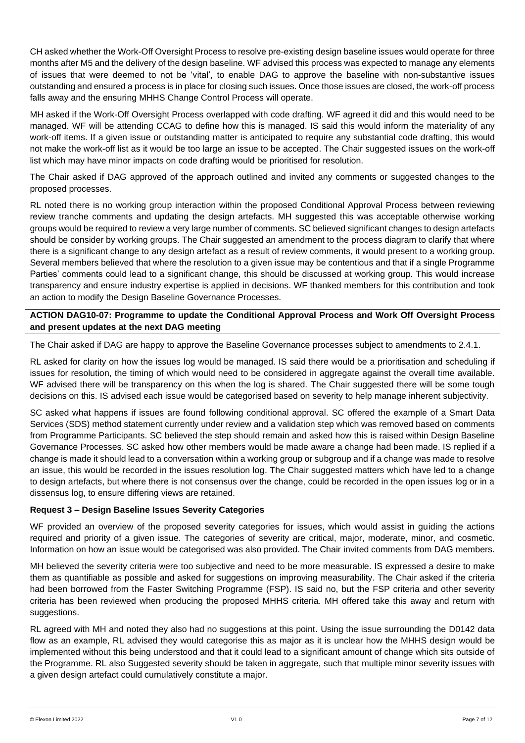CH asked whether the Work-Off Oversight Process to resolve pre-existing design baseline issues would operate for three months after M5 and the delivery of the design baseline. WF advised this process was expected to manage any elements of issues that were deemed to not be 'vital', to enable DAG to approve the baseline with non-substantive issues outstanding and ensured a process is in place for closing such issues. Once those issues are closed, the work-off process falls away and the ensuring MHHS Change Control Process will operate.

MH asked if the Work-Off Oversight Process overlapped with code drafting. WF agreed it did and this would need to be managed. WF will be attending CCAG to define how this is managed. IS said this would inform the materiality of any work-off items. If a given issue or outstanding matter is anticipated to require any substantial code drafting, this would not make the work-off list as it would be too large an issue to be accepted. The Chair suggested issues on the work-off list which may have minor impacts on code drafting would be prioritised for resolution.

The Chair asked if DAG approved of the approach outlined and invited any comments or suggested changes to the proposed processes.

RL noted there is no working group interaction within the proposed Conditional Approval Process between reviewing review tranche comments and updating the design artefacts. MH suggested this was acceptable otherwise working groups would be required to review a very large number of comments. SC believed significant changes to design artefacts should be consider by working groups. The Chair suggested an amendment to the process diagram to clarify that where there is a significant change to any design artefact as a result of review comments, it would present to a working group. Several members believed that where the resolution to a given issue may be contentious and that if a single Programme Parties' comments could lead to a significant change, this should be discussed at working group. This would increase transparency and ensure industry expertise is applied in decisions. WF thanked members for this contribution and took an action to modify the Design Baseline Governance Processes.

**ACTION DAG10-07: Programme to update the Conditional Approval Process and Work Off Oversight Process and present updates at the next DAG meeting**

The Chair asked if DAG are happy to approve the Baseline Governance processes subject to amendments to 2.4.1.

RL asked for clarity on how the issues log would be managed. IS said there would be a prioritisation and scheduling if issues for resolution, the timing of which would need to be considered in aggregate against the overall time available. WF advised there will be transparency on this when the log is shared. The Chair suggested there will be some tough decisions on this. IS advised each issue would be categorised based on severity to help manage inherent subjectivity.

SC asked what happens if issues are found following conditional approval. SC offered the example of a Smart Data Services (SDS) method statement currently under review and a validation step which was removed based on comments from Programme Participants. SC believed the step should remain and asked how this is raised within Design Baseline Governance Processes. SC asked how other members would be made aware a change had been made. IS replied if a change is made it should lead to a conversation within a working group or subgroup and if a change was made to resolve an issue, this would be recorded in the issues resolution log. The Chair suggested matters which have led to a change to design artefacts, but where there is not consensus over the change, could be recorded in the open issues log or in a dissensus log, to ensure differing views are retained.

**Request 3 – Design Baseline Issues Severity Categories**

WF provided an overview of the proposed severity categories for issues, which would assist in guiding the actions required and priority of a given issue. The categories of severity are critical, major, moderate, minor, and cosmetic. Information on how an issue would be categorised was also provided. The Chair invited comments from DAG members.

MH believed the severity criteria were too subjective and need to be more measurable. IS expressed a desire to make them as quantifiable as possible and asked for suggestions on improving measurability. The Chair asked if the criteria had been borrowed from the Faster Switching Programme (FSP). IS said no, but the FSP criteria and other severity criteria has been reviewed when producing the proposed MHHS criteria. MH offered take this away and return with suggestions.

RL agreed with MH and noted they also had no suggestions at this point. Using the issue surrounding the D0142 data flow as an example, RL advised they would categorise this as major as it is unclear how the MHHS design would be implemented without this being understood and that it could lead to a significant amount of change which sits outside of the Programme. RL also Suggested severity should be taken in aggregate, such that multiple minor severity issues with a given design artefact could cumulatively constitute a major.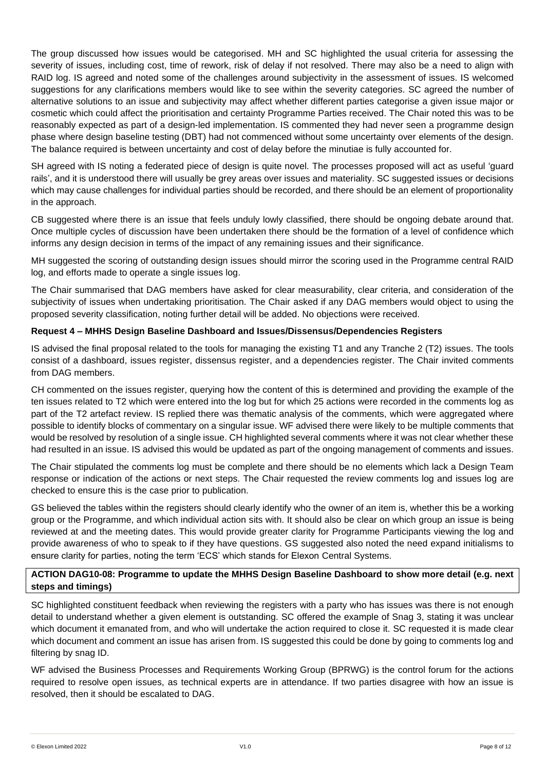The group discussed how issues would be categorised. MH and SC highlighted the usual criteria for assessing the severity of issues, including cost, time of rework, risk of delay if not resolved. There may also be a need to align with RAID log. IS agreed and noted some of the challenges around subjectivity in the assessment of issues. IS welcomed suggestions for any clarifications members would like to see within the severity categories. SC agreed the number of alternative solutions to an issue and subjectivity may affect whether different parties categorise a given issue major or cosmetic which could affect the prioritisation and certainty Programme Parties received. The Chair noted this was to be reasonably expected as part of a design-led implementation. IS commented they had never seen a programme design phase where design baseline testing (DBT) had not commenced without some uncertainty over elements of the design. The balance required is between uncertainty and cost of delay before the minutiae is fully accounted for.

SH agreed with IS noting a federated piece of design is quite novel. The processes proposed will act as useful 'guard rails', and it is understood there will usually be grey areas over issues and materiality. SC suggested issues or decisions which may cause challenges for individual parties should be recorded, and there should be an element of proportionality in the approach.

CB suggested where there is an issue that feels unduly lowly classified, there should be ongoing debate around that. Once multiple cycles of discussion have been undertaken there should be the formation of a level of confidence which informs any design decision in terms of the impact of any remaining issues and their significance.

MH suggested the scoring of outstanding design issues should mirror the scoring used in the Programme central RAID log, and efforts made to operate a single issues log.

The Chair summarised that DAG members have asked for clear measurability, clear criteria, and consideration of the subjectivity of issues when undertaking prioritisation. The Chair asked if any DAG members would object to using the proposed severity classification, noting further detail will be added. No objections were received.

**Request 4 – MHHS Design Baseline Dashboard and Issues/Dissensus/Dependencies Registers**

IS advised the final proposal related to the tools for managing the existing T1 and any Tranche 2 (T2) issues. The tools consist of a dashboard, issues register, dissensus register, and a dependencies register. The Chair invited comments from DAG members.

CH commented on the issues register, querying how the content of this is determined and providing the example of the ten issues related to T2 which were entered into the log but for which 25 actions were recorded in the comments log as part of the T2 artefact review. IS replied there was thematic analysis of the comments, which were aggregated where possible to identify blocks of commentary on a singular issue. WF advised there were likely to be multiple comments that would be resolved by resolution of a single issue. CH highlighted several comments where it was not clear whether these had resulted in an issue. IS advised this would be updated as part of the ongoing management of comments and issues.

The Chair stipulated the comments log must be complete and there should be no elements which lack a Design Team response or indication of the actions or next steps. The Chair requested the review comments log and issues log are checked to ensure this is the case prior to publication.

GS believed the tables within the registers should clearly identify who the owner of an item is, whether this be a working group or the Programme, and which individual action sits with. It should also be clear on which group an issue is being reviewed at and the meeting dates. This would provide greater clarity for Programme Participants viewing the log and provide awareness of who to speak to if they have questions. GS suggested also noted the need expand initialisms to ensure clarity for parties, noting the term 'ECS' which stands for Elexon Central Systems.

**ACTION DAG10-08: Programme to update the MHHS Design Baseline Dashboard to show more detail (e.g. next steps and timings)**

SC highlighted constituent feedback when reviewing the registers with a party who has issues was there is not enough detail to understand whether a given element is outstanding. SC offered the example of Snag 3, stating it was unclear which document it emanated from, and who will undertake the action required to close it. SC requested it is made clear which document and comment an issue has arisen from. IS suggested this could be done by going to comments log and filtering by snag ID.

WF advised the Business Processes and Requirements Working Group (BPRWG) is the control forum for the actions required to resolve open issues, as technical experts are in attendance. If two parties disagree with how an issue is resolved, then it should be escalated to DAG.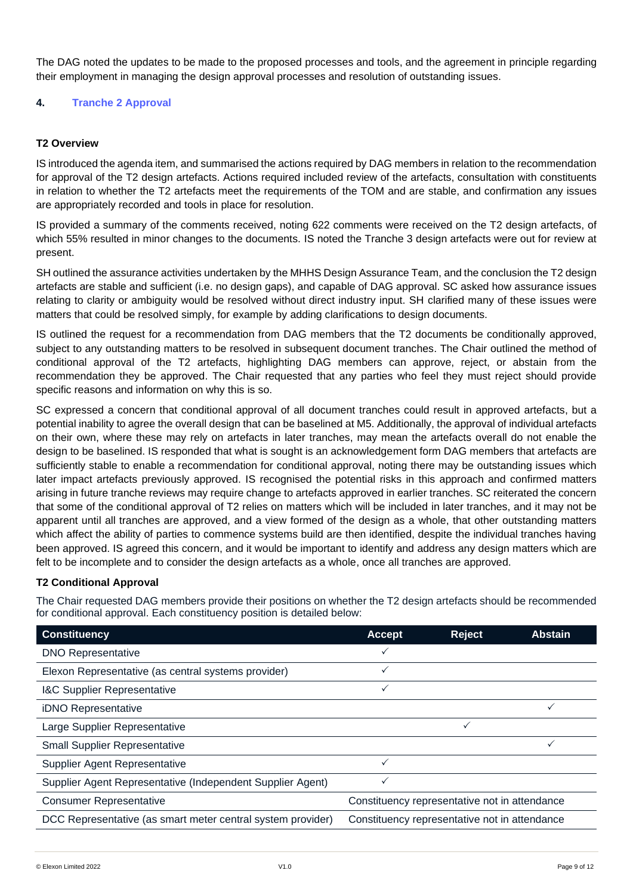The DAG noted the updates to be made to the proposed processes and tools, and the agreement in principle regarding their employment in managing the design approval processes and resolution of outstanding issues.

## 4. Tranche 2 Approval

**T2 Overview**

IS introduced the agenda item, and summarised the actions required by DAG members in relation to the recommendation for approval of the T2 design artefacts. Actions required included review of the artefacts, consultation with constituents in relation to whether the T2 artefacts meet the requirements of the TOM and are stable, and confirmation any issues are appropriately recorded and tools in place for resolution.

IS provided a summary of the comments received, noting 622 comments were received on the T2 design artefacts, of which 55% resulted in minor changes to the documents. IS noted the Tranche 3 design artefacts were out for review at present.

SH outlined the assurance activities undertaken by the MHHS Design Assurance Team, and the conclusion the T2 design artefacts are stable and sufficient (i.e. no design gaps), and capable of DAG approval. SC asked how assurance issues relating to clarity or ambiguity would be resolved without direct industry input. SH clarified many of these issues were matters that could be resolved simply, for example by adding clarifications to design documents.

IS outlined the request for a recommendation from DAG members that the T2 documents be conditionally approved, subject to any outstanding matters to be resolved in subsequent document tranches. The Chair outlined the method of conditional approval of the T2 artefacts, highlighting DAG members can approve, reject, or abstain from the recommendation they be approved. The Chair requested that any parties who feel they must reject should provide specific reasons and information on why this is so.

SC expressed a concern that conditional approval of all document tranches could result in approved artefacts, but a potential inability to agree the overall design that can be baselined at M5. Additionally, the approval of individual artefacts on their own, where these may rely on artefacts in later tranches, may mean the artefacts overall do not enable the design to be baselined. IS responded that what is sought is an acknowledgement form DAG members that artefacts are sufficiently stable to enable a recommendation for conditional approval, noting there may be outstanding issues which later impact artefacts previously approved. IS recognised the potential risks in this approach and confirmed matters arising in future tranche reviews may require change to artefacts approved in earlier tranches. SC reiterated the concern that some of the conditional approval of T2 relies on matters which will be included in later tranches, and it may not be apparent until all tranches are approved, and a view formed of the design as a whole, that other outstanding matters which affect the ability of parties to commence systems build are then identified, despite the individual tranches having been approved. IS agreed this concern, and it would be important to identify and address any design matters which are felt to be incomplete and to consider the design artefacts as a whole, once all tranches are approved.

**T2 Conditional Approval**

The Chair requested DAG members provide their positions on whether the T2 design artefacts should be recommended for conditional approval. Each constituency position is detailed below:

| Constituency | Accept | Reject | Abstain |
|---|---|---|---|
| DNO Representative | ✓ | | |
| Elexon Representative (as central systems provider) | ✓ | | |
| I&C Supplier Representative | ✓ | | |
| iDNO Representative | | | ✓ |
| Large Supplier Representative | | ✓ | |
| Small Supplier Representative | | | ✓ |
| Supplier Agent Representative | ✓ | | |
| Supplier Agent Representative (Independent Supplier Agent) | ✓ | | |
| Consumer Representative | Constituency representative not in attendance | | |
| DCC Representative (as smart meter central system provider) | Constituency representative not in attendance | | |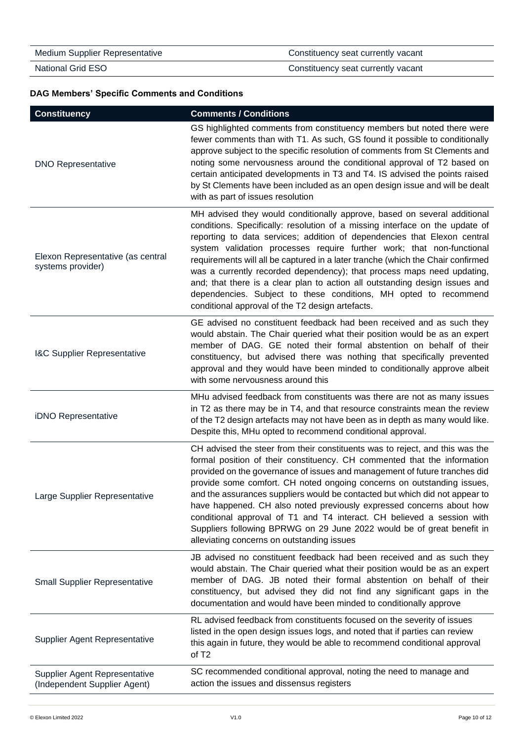| | |
|---|---|
| Medium Supplier Representative | Constituency seat currently vacant |
| National Grid ESO | Constituency seat currently vacant |

**DAG Members' Specific Comments and Conditions**

| Constituency | Comments / Conditions |
|---|---|
| DNO Representative | GS highlighted comments from constituency members but noted there were fewer comments than with T1. As such, GS found it possible to conditionally approve subject to the specific resolution of comments from St Clements and noting some nervousness around the conditional approval of T2 based on certain anticipated developments in T3 and T4. IS advised the points raised by St Clements have been included as an open design issue and will be dealt with as part of issues resolution |
| Elexon Representative (as central systems provider) | MH advised they would conditionally approve, based on several additional conditions. Specifically: resolution of a missing interface on the update of reporting to data services; addition of dependencies that Elexon central system validation processes require further work; that non-functional requirements will all be captured in a later tranche (which the Chair confirmed was a currently recorded dependency); that process maps need updating, and; that there is a clear plan to action all outstanding design issues and dependencies. Subject to these conditions, MH opted to recommend conditional approval of the T2 design artefacts. |
| I&C Supplier Representative | GE advised no constituent feedback had been received and as such they would abstain. The Chair queried what their position would be as an expert member of DAG. GE noted their formal abstention on behalf of their constituency, but advised there was nothing that specifically prevented approval and they would have been minded to conditionally approve albeit with some nervousness around this |
| iDNO Representative | MHu advised feedback from constituents was there are not as many issues in T2 as there may be in T4, and that resource constraints mean the review of the T2 design artefacts may not have been as in depth as many would like. Despite this, MHu opted to recommend conditional approval. |
| Large Supplier Representative | CH advised the steer from their constituents was to reject, and this was the formal position of their constituency. CH commented that the information provided on the governance of issues and management of future tranches did provide some comfort. CH noted ongoing concerns on outstanding issues, and the assurances suppliers would be contacted but which did not appear to have happened. CH also noted previously expressed concerns about how conditional approval of T1 and T4 interact. CH believed a session with Suppliers following BPRWG on 29 June 2022 would be of great benefit in alleviating concerns on outstanding issues |
| Small Supplier Representative | JB advised no constituent feedback had been received and as such they would abstain. The Chair queried what their position would be as an expert member of DAG. JB noted their formal abstention on behalf of their constituency, but advised they did not find any significant gaps in the documentation and would have been minded to conditionally approve |
| Supplier Agent Representative | RL advised feedback from constituents focused on the severity of issues listed in the open design issues logs, and noted that if parties can review this again in future, they would be able to recommend conditional approval of T2 |
| Supplier Agent Representative (Independent Supplier Agent) | SC recommended conditional approval, noting the need to manage and action the issues and dissensus registers |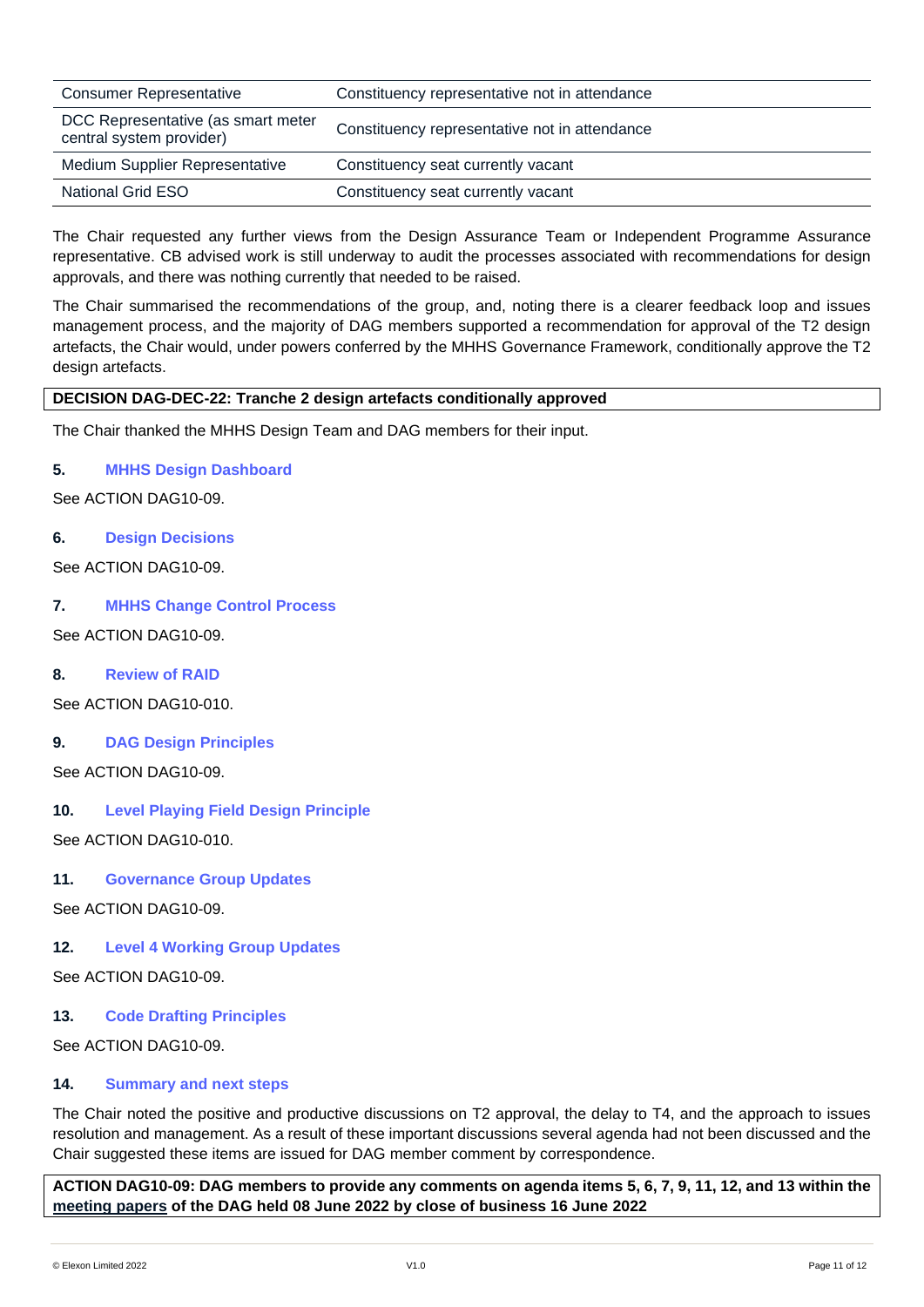| Consumer Representative | Constituency representative not in attendance |
|---|---|
| DCC Representative (as smart meter central system provider) | Constituency representative not in attendance |
| Medium Supplier Representative | Constituency seat currently vacant |
| National Grid ESO | Constituency seat currently vacant |

The Chair requested any further views from the Design Assurance Team or Independent Programme Assurance representative. CB advised work is still underway to audit the processes associated with recommendations for design approvals, and there was nothing currently that needed to be raised.

The Chair summarised the recommendations of the group, and, noting there is a clearer feedback loop and issues management process, and the majority of DAG members supported a recommendation for approval of the T2 design artefacts, the Chair would, under powers conferred by the MHHS Governance Framework, conditionally approve the T2 design artefacts.

**DECISION DAG-DEC-22: Tranche 2 design artefacts conditionally approved**

The Chair thanked the MHHS Design Team and DAG members for their input.

### 5. MHHS Design Dashboard

See ACTION DAG10-09.

### 6. Design Decisions

See ACTION DAG10-09.

### 7. MHHS Change Control Process

See ACTION DAG10-09.

### 8. Review of RAID

See ACTION DAG10-010.

### 9. DAG Design Principles

See ACTION DAG10-09.

### 10. Level Playing Field Design Principle

See ACTION DAG10-010.

### 11. Governance Group Updates

See ACTION DAG10-09.

### 12. Level 4 Working Group Updates

See ACTION DAG10-09.

### 13. Code Drafting Principles

See ACTION DAG10-09.

### 14. Summary and next steps

The Chair noted the positive and productive discussions on T2 approval, the delay to T4, and the approach to issues resolution and management. As a result of these important discussions several agenda had not been discussed and the Chair suggested these items are issued for DAG member comment by correspondence.

**ACTION DAG10-09: DAG members to provide any comments on agenda items 5, 6, 7, 9, 11, 12, and 13 within the meeting papers of the DAG held 08 June 2022 by close of business 16 June 2022**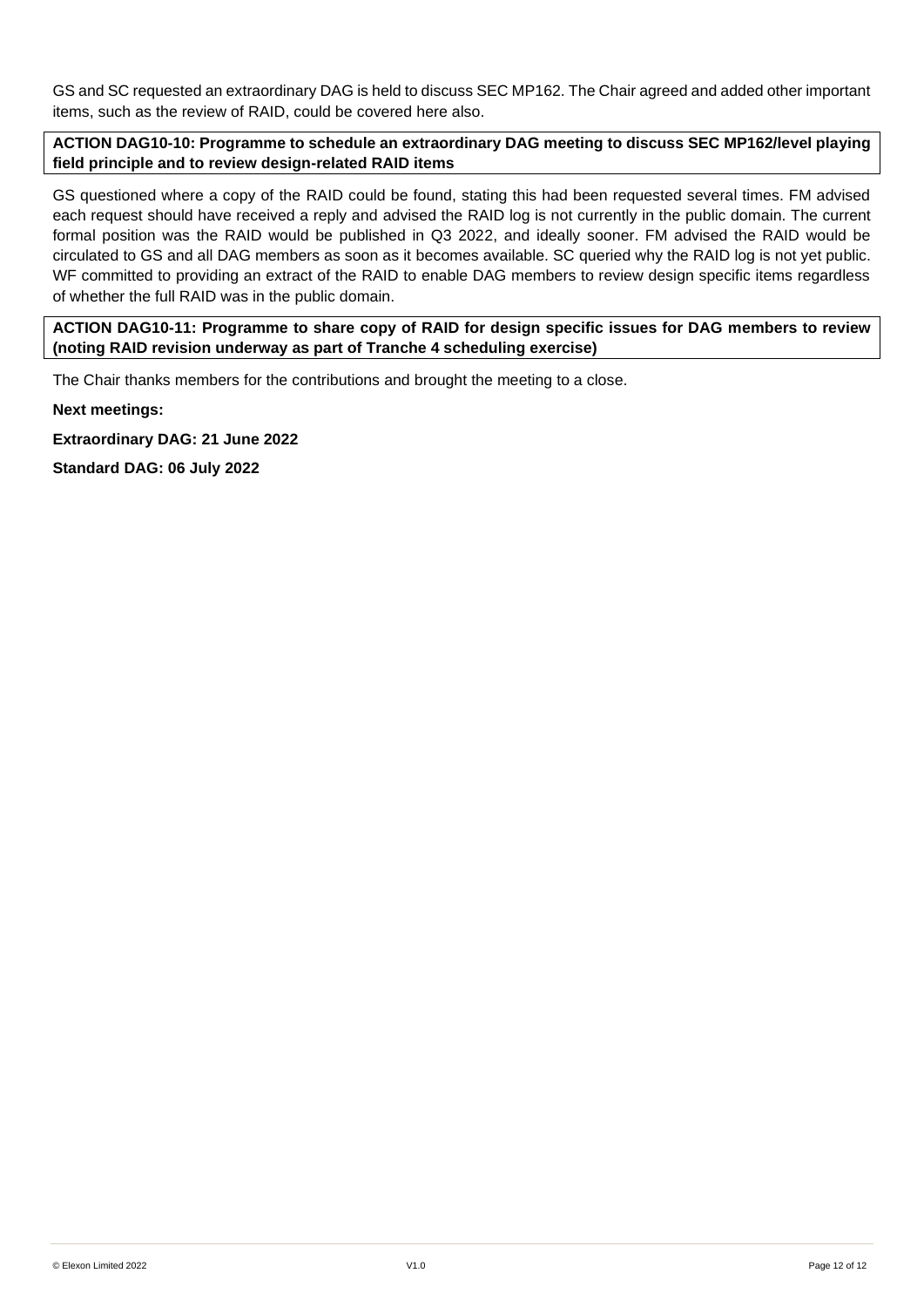GS and SC requested an extraordinary DAG is held to discuss SEC MP162. The Chair agreed and added other important items, such as the review of RAID, could be covered here also.

**ACTION DAG10-10: Programme to schedule an extraordinary DAG meeting to discuss SEC MP162/level playing field principle and to review design-related RAID items**

GS questioned where a copy of the RAID could be found, stating this had been requested several times. FM advised each request should have received a reply and advised the RAID log is not currently in the public domain. The current formal position was the RAID would be published in Q3 2022, and ideally sooner. FM advised the RAID would be circulated to GS and all DAG members as soon as it becomes available. SC queried why the RAID log is not yet public. WF committed to providing an extract of the RAID to enable DAG members to review design specific items regardless of whether the full RAID was in the public domain.

**ACTION DAG10-11: Programme to share copy of RAID for design specific issues for DAG members to review (noting RAID revision underway as part of Tranche 4 scheduling exercise)**

The Chair thanks members for the contributions and brought the meeting to a close.

**Next meetings:**

**Extraordinary DAG: 21 June 2022**

**Standard DAG: 06 July 2022**